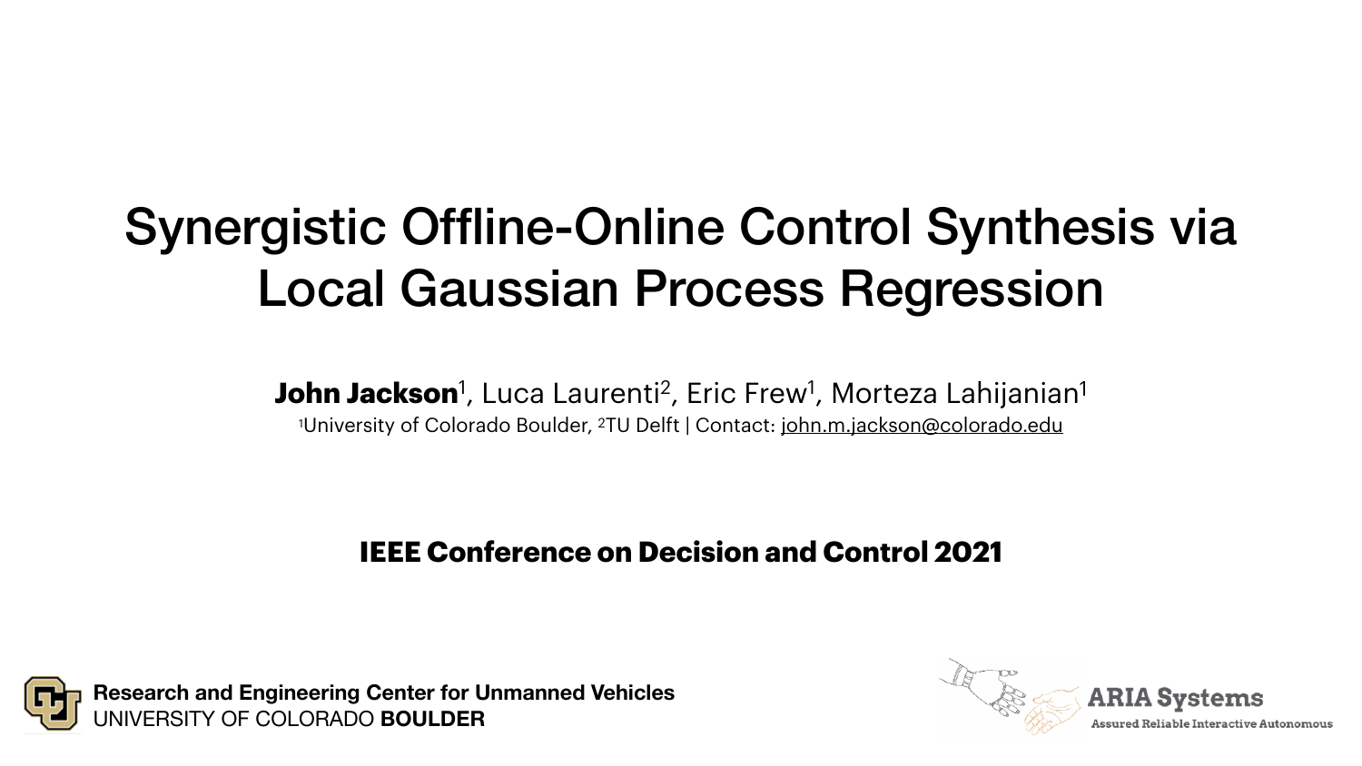# Synergistic Offline-Online Control Synthesis via Local Gaussian Process Regression

**John Jackson**[1], Luca Laurenti[2], Eric Frew[1], Morteza Lahijanian[1]

[1]University of Colorado Boulder, [2]TU Delft | Contact: john.m.jackson@colorado.edu

**IEEE Conference on Decision and Control 2021**

**Research and Engineering Center for Unmanned Vehicles**
UNIVERSITY OF COLORADO **BOULDER**

**ARIA Systems**
Assured Reliable Interactive Autonomous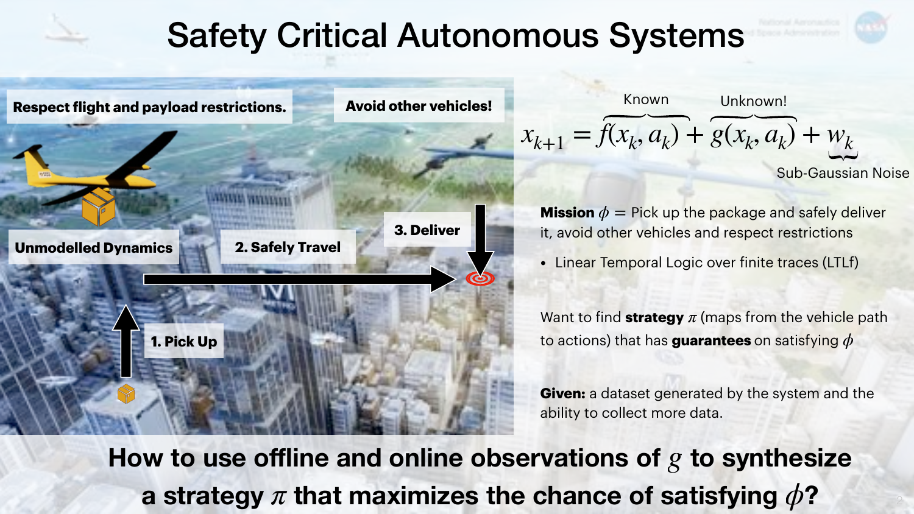# Safety Critical Autonomous Systems

**Respect flight and payload restrictions.**

**Avoid other vehicles!**

**Unmodelled Dynamics**

**1. Pick Up**

**2. Safely Travel**

**3. Deliver**

$$x_{k+1} = \overbrace{f(x_k, a_k)}^{\text{Known}} + \overbrace{g(x_k, a_k)}^{\text{Unknown!}} + \underbrace{w_k}_{\text{Sub-Gaussian Noise}}$$

**Mission** $\phi$ = Pick up the package and safely deliver it, avoid other vehicles and respect restrictions

- Linear Temporal Logic over finite traces (LTLf)

Want to find **strategy** $\pi$ (maps from the vehicle path to actions) that has **guarantees** on satisfying $\phi$

**Given:** a dataset generated by the system and the ability to collect more data.

**How to use offline and online observations of $g$ to synthesize a strategy $\pi$ that maximizes the chance of satisfying $\phi$?**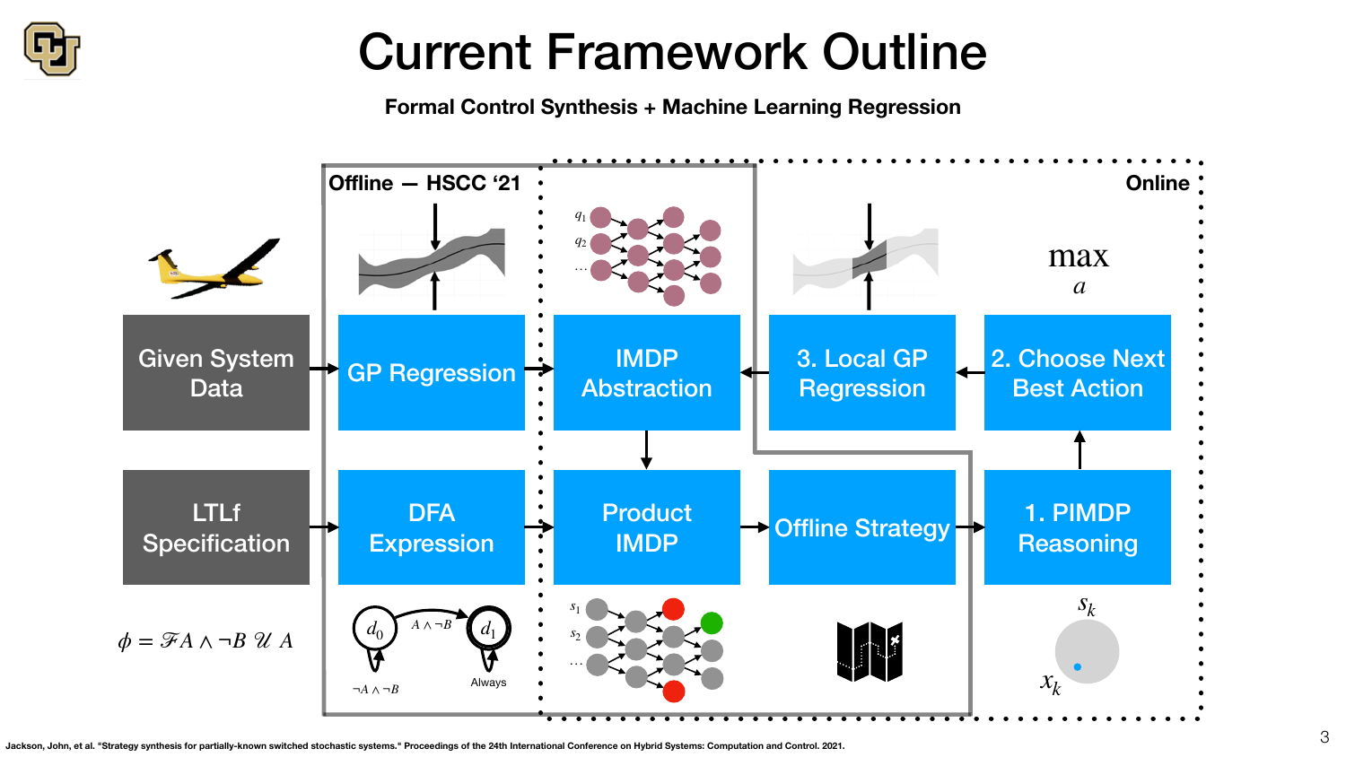# Current Framework Outline

**Formal Control Synthesis + Machine Learning Regression**

Offline — HSCC '21

Online

Given System Data → GP Regression → IMDP Abstraction

LTLf Specification → DFA Expression → Product IMDP → Offline Strategy → 1. PIMDP Reasoning → 2. Choose Next Best Action → 3. Local GP Regression → IMDP Abstraction

IMDP Abstraction → Product IMDP

$q_1$, $q_2$, …

$\max_{a}$

$\phi = \mathscr{F} A \wedge \neg B \; \mathscr{U} \; A$

$d_0$ —$A \wedge \neg B$→ $d_1$

$\neg A \wedge \neg B$

Always

$s_1$, $s_2$, …

$s_k$

$x_k$

Jackson, John, et al. "Strategy synthesis for partially-known switched stochastic systems." Proceedings of the 24th International Conference on Hybrid Systems: Computation and Control. 2021.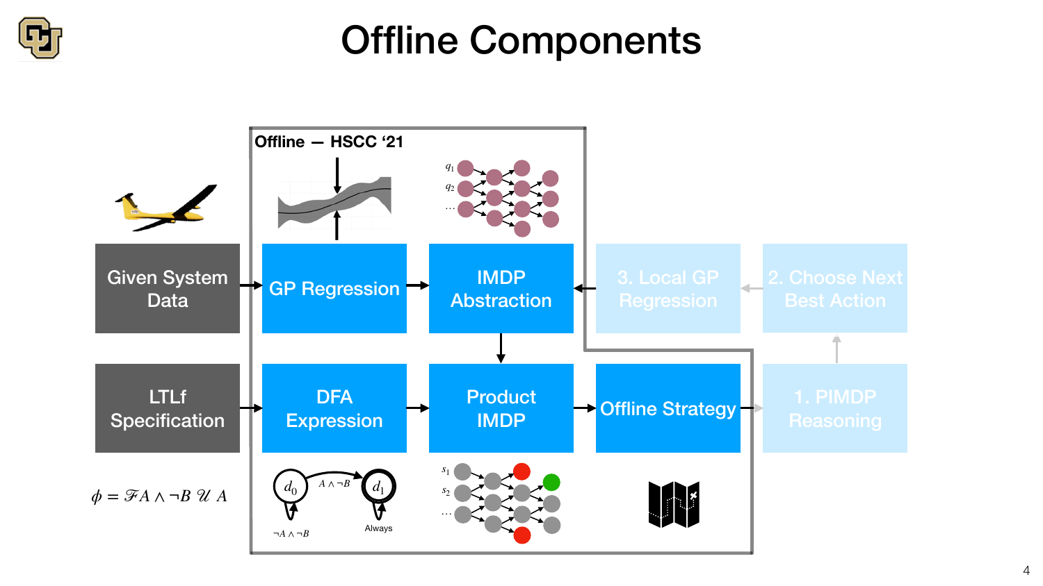# Offline Components

Offline — HSCC '21

Given System Data

GP Regression

IMDP Abstraction

3. Local GP Regression

2. Choose Next Best Action

LTLf Specification

DFA Expression

Product IMDP

Offline Strategy

1. PIMDP Reasoning

$\phi = \mathcal{F}A \wedge \neg B \,\mathcal{U}\, A$

$d_0$ $\quad A \wedge \neg B \quad$ $d_1$

$\neg A \wedge \neg B$ $\quad$ Always

$q_1$, $q_2$, …

$s_1$, $s_2$, …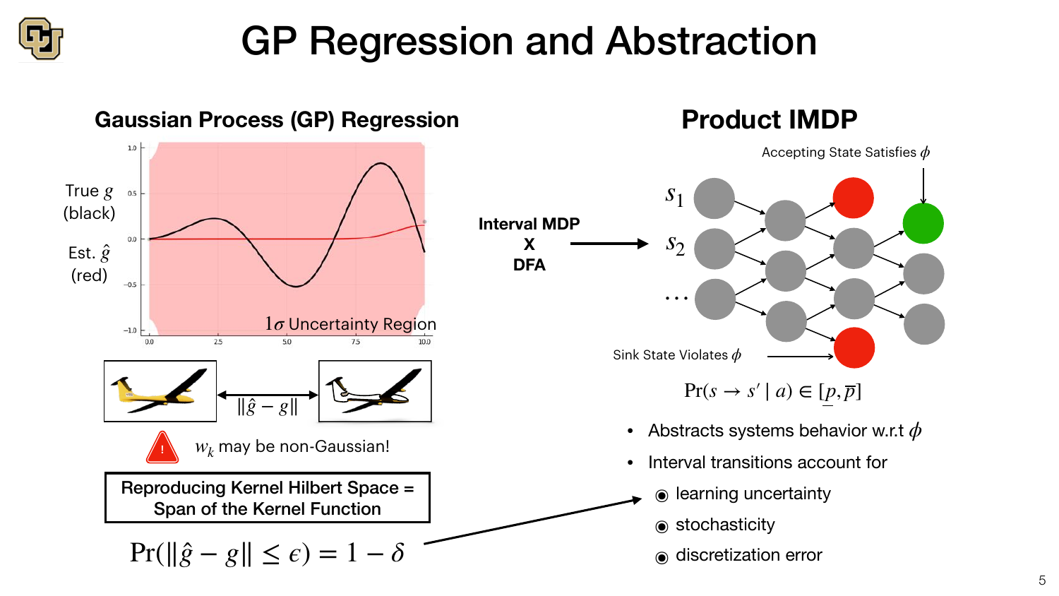# GP Regression and Abstraction

## Gaussian Process (GP) Regression

True $g$ (black)

Est. $\hat{g}$ (red)

$1\sigma$ Uncertainty Region

$\|\hat{g} - g\|$

$w_k$ may be non-Gaussian!

**Reproducing Kernel Hilbert Space = Span of the Kernel Function**

$$\Pr(\|\hat{g} - g\| \leq \epsilon) = 1 - \delta$$

**Interval MDP X DFA**

## Product IMDP

Accepting State Satisfies $\phi$

$s_1$

$s_2$

$\cdots$

Sink State Violates $\phi$

$$\Pr(s \to s' \mid a) \in [\underline{p}, \overline{p}]$$

- Abstracts systems behavior w.r.t $\phi$
- Interval transitions account for
  - learning uncertainty
  - stochasticity
  - discretization error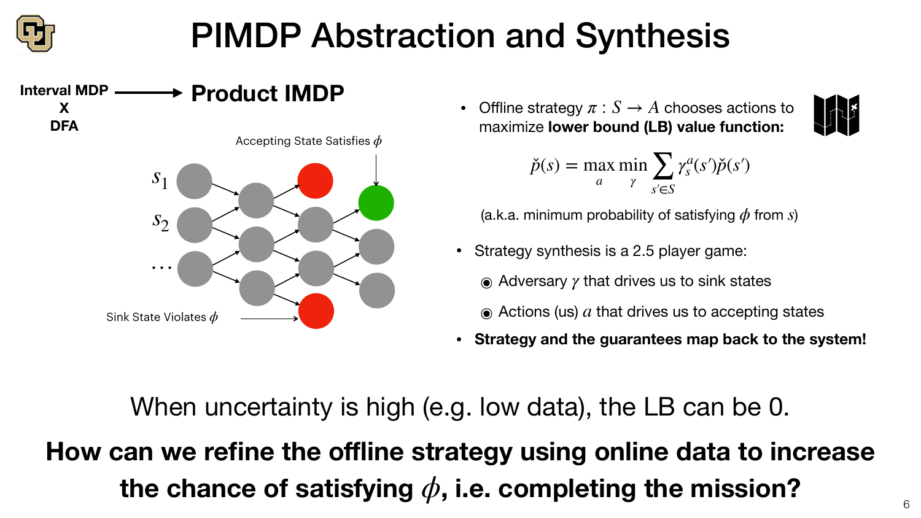# PIMDP Abstraction and Synthesis

**Interval MDP X DFA** → **Product IMDP**

Accepting State Satisfies $\phi$

$s_1$

$s_2$

$\cdots$

Sink State Violates $\phi$

- Offline strategy $\pi : S \to A$ chooses actions to maximize **lower bound (LB) value function:**

$$\check{p}(s) = \max_{a} \min_{\gamma} \sum_{s' \in S} \gamma_s^a(s') \check{p}(s')$$

(a.k.a. minimum probability of satisfying $\phi$ from $s$)

- Strategy synthesis is a 2.5 player game:
  - Adversary $\gamma$ that drives us to sink states
  - Actions (us) $a$ that drives us to accepting states
- **Strategy and the guarantees map back to the system!**

When uncertainty is high (e.g. low data), the LB can be 0.

**How can we refine the offline strategy using online data to increase the chance of satisfying $\phi$, i.e. completing the mission?**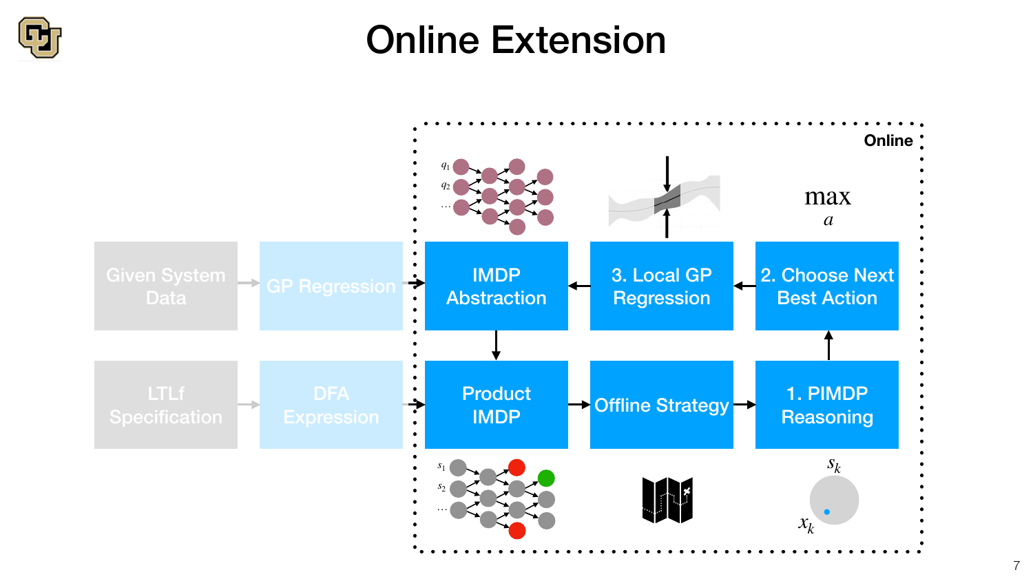# Online Extension

Online

Given System Data → GP Regression → IMDP Abstraction

LTLf Specification → DFA Expression → Product IMDP

IMDP Abstraction → Product IMDP → Offline Strategy → 1. PIMDP Reasoning → 2. Choose Next Best Action → 3. Local GP Regression → IMDP Abstraction

$\max_{a}$

$s_k$

$x_k$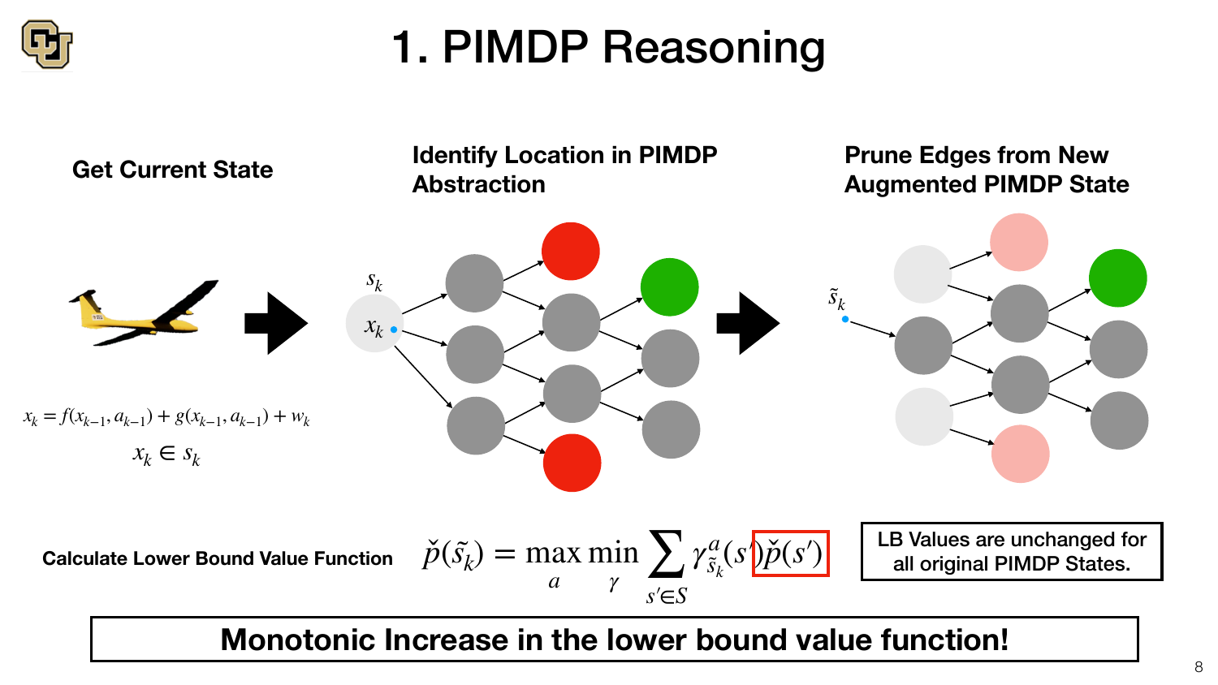# 1. PIMDP Reasoning

**Get Current State**

$$x_k = f(x_{k-1}, a_{k-1}) + g(x_{k-1}, a_{k-1}) + w_k$$

$$x_k \in s_k$$

**Identify Location in PIMDP Abstraction**

$s_k$

$x_k$

**Prune Edges from New Augmented PIMDP State**

$\tilde{s}_k$

**Calculate Lower Bound Value Function**

$$\check{p}(\tilde{s}_k) = \max_{a} \min_{\gamma} \sum_{s' \in S} \gamma^{a}_{\tilde{s}_k}(s')\check{p}(s')$$

LB Values are unchanged for all original PIMDP States.

**Monotonic Increase in the lower bound value function!**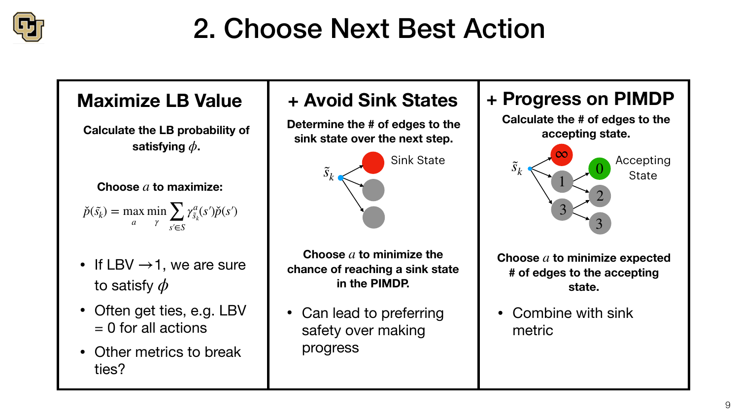# 2. Choose Next Best Action

## Maximize LB Value

**Calculate the LB probability of satisfying $\phi$.**

**Choose $a$ to maximize:**

$$\check{p}(\tilde{s}_k) = \max_{a} \min_{\gamma} \sum_{s' \in S} \gamma^{a}_{\tilde{s}_k}(s') \check{p}(s')$$

- If LBV $\rightarrow$ 1, we are sure to satisfy $\phi$
- Often get ties, e.g. LBV = 0 for all actions
- Other metrics to break ties?

## + Avoid Sink States

**Determine the # of edges to the sink state over the next step.**

$\tilde{s}_k$

Sink State

**Choose $a$ to minimize the chance of reaching a sink state in the PIMDP.**

- Can lead to preferring safety over making progress

## + Progress on PIMDP

**Calculate the # of edges to the accepting state.**

$\tilde{s}_k$

$\infty$

0 Accepting State

1

2

3

3

**Choose $a$ to minimize expected # of edges to the accepting state.**

- Combine with sink metric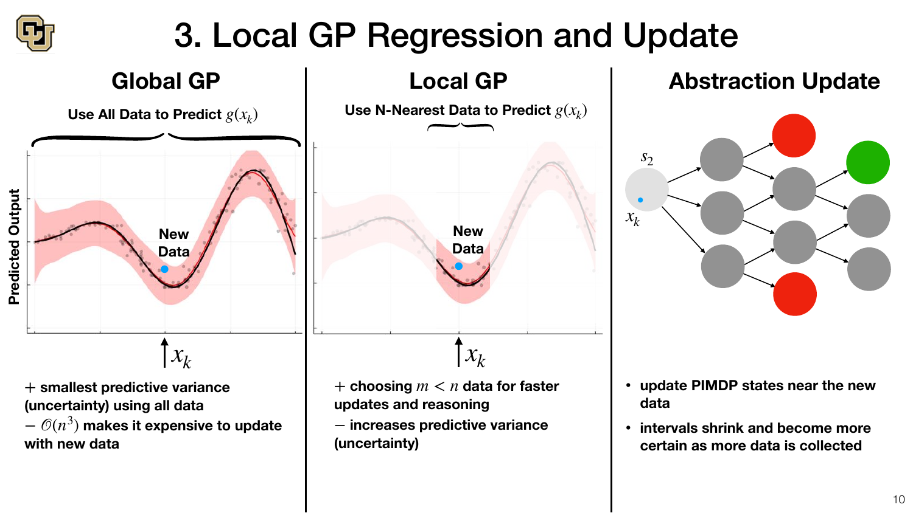# 3. Local GP Regression and Update

## Global GP

Use All Data to Predict $g(x_k)$

Predicted Output

New Data

$x_k$

+ smallest predictive variance (uncertainty) using all data

− $\mathcal{O}(n^3)$ makes it expensive to update with new data

## Local GP

Use N-Nearest Data to Predict $g(x_k)$

New Data

$x_k$

+ choosing $m < n$ data for faster updates and reasoning

− increases predictive variance (uncertainty)

## Abstraction Update

$s_2$

$x_k$

- update PIMDP states near the new data
- intervals shrink and become more certain as more data is collected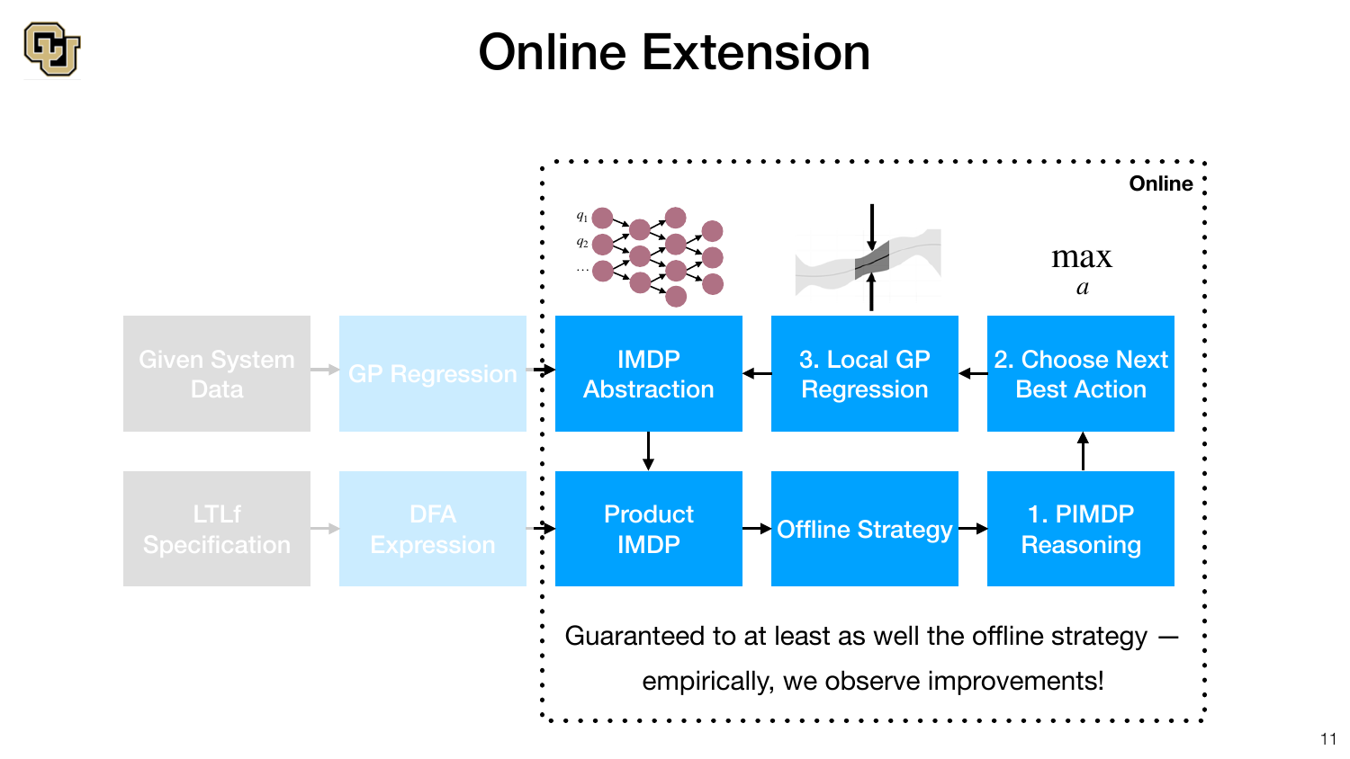# Online Extension

Given System Data → GP Regression → IMDP Abstraction

LTLf Specification → DFA Expression → Product IMDP

**Online**

- IMDP Abstraction → Product IMDP
- Product IMDP → Offline Strategy → 1. PIMDP Reasoning
- 1. PIMDP Reasoning → 2. Choose Next Best Action
- 2. Choose Next Best Action → 3. Local GP Regression
- 3. Local GP Regression → IMDP Abstraction

$q_1$, $q_2$, …

$$\max_a$$

Guaranteed to at least as well the offline strategy — empirically, we observe improvements!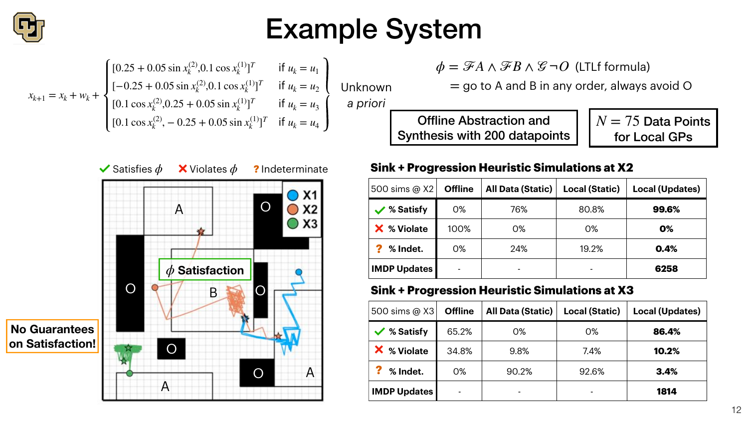# Example System

$$x_{k+1} = x_k + w_k + \begin{cases} [0.25 + 0.05 \sin x_k^{(2)}, 0.1 \cos x_k^{(1)}]^T & \text{if } u_k = u_1 \\ [-0.25 + 0.05 \sin x_k^{(2)}, 0.1 \cos x_k^{(1)}]^T & \text{if } u_k = u_2 \\ [0.1 \cos x_k^{(2)}, 0.25 + 0.05 \sin x_k^{(1)}]^T & \text{if } u_k = u_3 \\ [0.1 \cos x_k^{(2)}, -0.25 + 0.05 \sin x_k^{(1)}]^T & \text{if } u_k = u_4 \end{cases}$$

Unknown *a priori*

$\phi = \mathcal{F}A \wedge \mathcal{F}B \wedge \mathcal{G}\neg O$ (LTLf formula)

= go to A and B in any order, always avoid O

Offline Abstraction and Synthesis with 200 datapoints

$N = 75$ Data Points for Local GPs

✓ Satisfies $\phi$ ✗ Violates $\phi$ ? Indeterminate

X1 X2 X3

$\phi$ Satisfaction

No Guarantees on Satisfaction!

**Sink + Progression Heuristic Simulations at X2**

| 500 sims @ X2 | Offline | All Data (Static) | Local (Static) | Local (Updates) |
|---|---|---|---|---|
| ✓ **% Satisfy** | 0% | 76% | 80.8% | **99.6%** |
| ✗ **% Violate** | 100% | 0% | 0% | **0%** |
| ? **% Indet.** | 0% | 24% | 19.2% | **0.4%** |
| **IMDP Updates** | - | - | - | **6258** |

**Sink + Progression Heuristic Simulations at X3**

| 500 sims @ X3 | Offline | All Data (Static) | Local (Static) | Local (Updates) |
|---|---|---|---|---|
| ✓ **% Satisfy** | 65.2% | 0% | 0% | **86.4%** |
| ✗ **% Violate** | 34.8% | 9.8% | 7.4% | **10.2%** |
| ? **% Indet.** | 0% | 90.2% | 92.6% | **3.4%** |
| **IMDP Updates** | - | - | - | **1814** |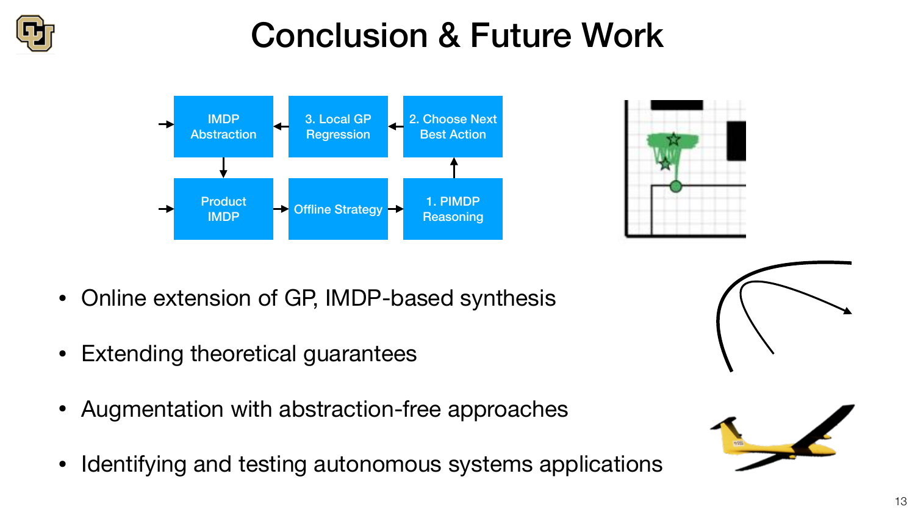# Conclusion & Future Work

IMDP Abstraction → Product IMDP → Offline Strategy → 1. PIMDP Reasoning → 2. Choose Next Best Action → 3. Local GP Regression → IMDP Abstraction

- Online extension of GP, IMDP-based synthesis
- Extending theoretical guarantees
- Augmentation with abstraction-free approaches
- Identifying and testing autonomous systems applications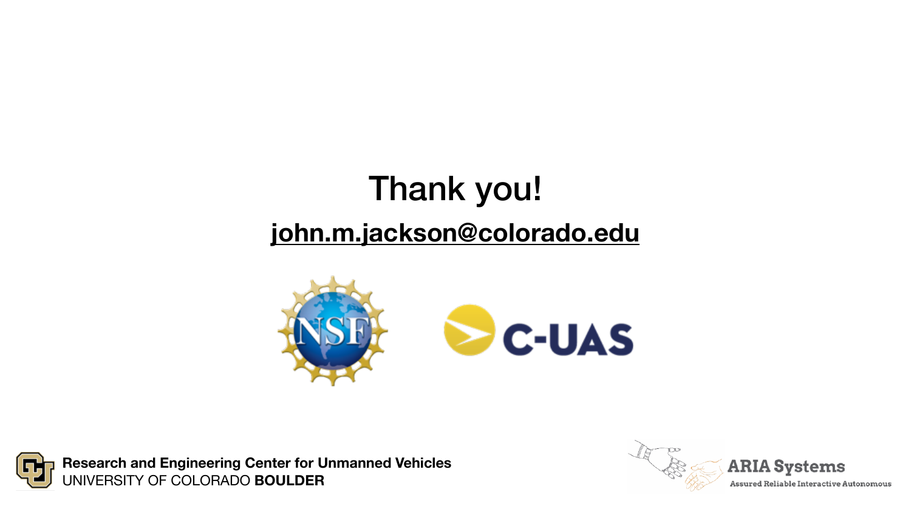# Thank you!

**john.m.jackson@colorado.edu**

NSF

C-UAS

**Research and Engineering Center for Unmanned Vehicles**
UNIVERSITY OF COLORADO **BOULDER**

ARIA Systems
Assured Reliable Interactive Autonomous